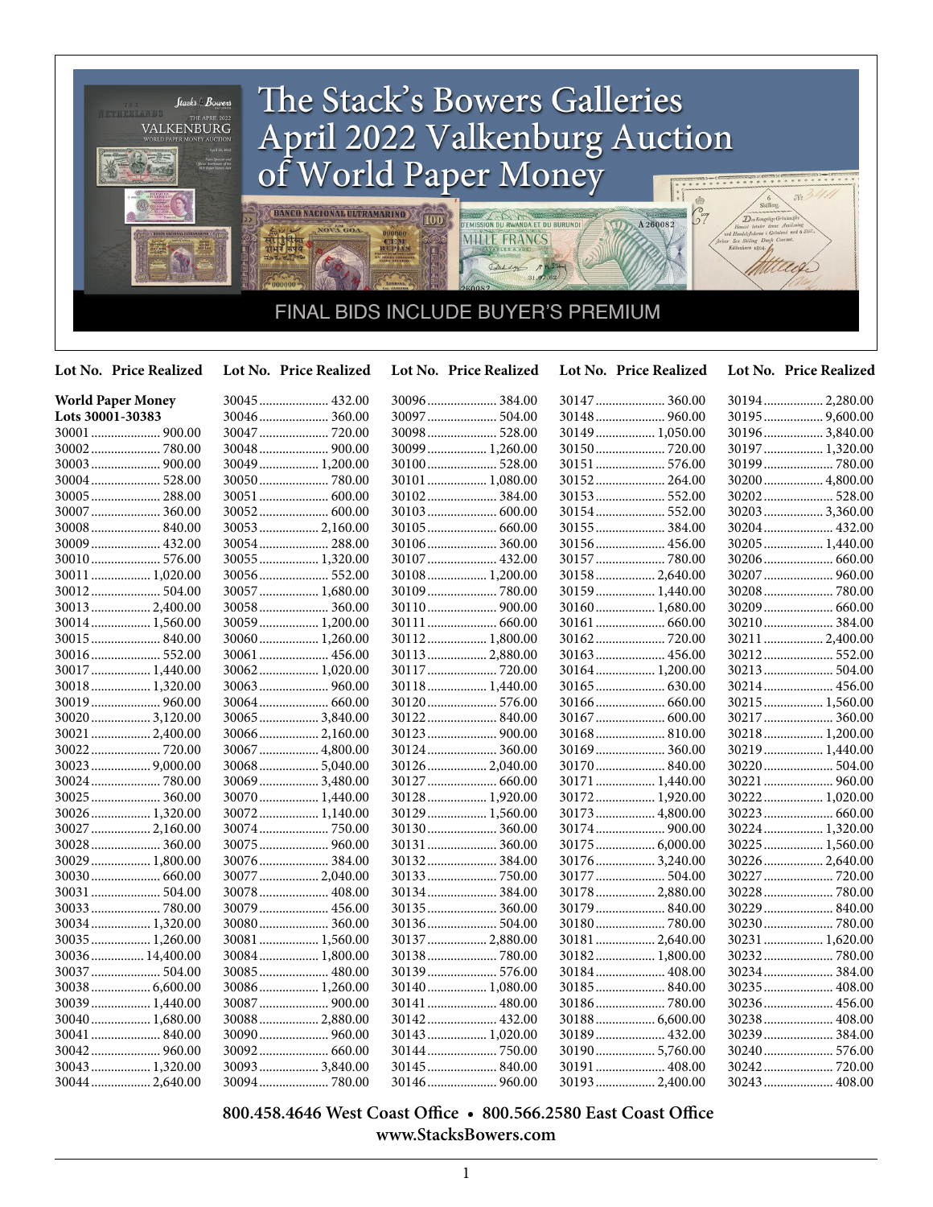# The Stack's Bowers Galleries April 2022 Valkenburg Auction of World Paper Money

FINAL BIDS INCLUDE BUYER'S PREMIUM

**World Paper Money**
**Lots 30001-30383**

| Lot No. | Price Realized |
|---|---|
| 30001 | 900.00 |
| 30002 | 780.00 |
| 30003 | 900.00 |
| 30004 | 528.00 |
| 30005 | 288.00 |
| 30007 | 360.00 |
| 30008 | 840.00 |
| 30009 | 432.00 |
| 30010 | 576.00 |
| 30011 | 1,020.00 |
| 30012 | 504.00 |
| 30013 | 2,400.00 |
| 30014 | 1,560.00 |
| 30015 | 840.00 |
| 30016 | 552.00 |
| 30017 | 1,440.00 |
| 30018 | 1,320.00 |
| 30019 | 960.00 |
| 30020 | 3,120.00 |
| 30021 | 2,400.00 |
| 30022 | 720.00 |
| 30023 | 9,000.00 |
| 30024 | 780.00 |
| 30025 | 360.00 |
| 30026 | 1,320.00 |
| 30027 | 2,160.00 |
| 30028 | 360.00 |
| 30029 | 1,800.00 |
| 30030 | 660.00 |
| 30031 | 504.00 |
| 30033 | 780.00 |
| 30034 | 1,320.00 |
| 30035 | 1,260.00 |
| 30036 | 14,400.00 |
| 30037 | 504.00 |
| 30038 | 6,600.00 |
| 30039 | 1,440.00 |
| 30040 | 1,680.00 |
| 30041 | 840.00 |
| 30042 | 960.00 |
| 30043 | 1,320.00 |
| 30044 | 2,640.00 |
| 30045 | 432.00 |
| 30046 | 360.00 |
| 30047 | 720.00 |
| 30048 | 900.00 |
| 30049 | 1,200.00 |
| 30050 | 780.00 |
| 30051 | 600.00 |
| 30052 | 600.00 |
| 30053 | 2,160.00 |
| 30054 | 288.00 |
| 30055 | 1,320.00 |
| 30056 | 552.00 |
| 30057 | 1,680.00 |
| 30058 | 360.00 |
| 30059 | 1,200.00 |
| 30060 | 1,260.00 |
| 30061 | 456.00 |
| 30062 | 1,020.00 |
| 30063 | 960.00 |
| 30064 | 660.00 |
| 30065 | 3,840.00 |
| 30066 | 2,160.00 |
| 30067 | 4,800.00 |
| 30068 | 5,040.00 |
| 30069 | 3,480.00 |
| 30070 | 1,440.00 |
| 30072 | 1,140.00 |
| 30074 | 750.00 |
| 30075 | 960.00 |
| 30076 | 384.00 |
| 30077 | 2,040.00 |
| 30078 | 408.00 |
| 30079 | 456.00 |
| 30080 | 360.00 |
| 30081 | 1,560.00 |
| 30084 | 1,800.00 |
| 30085 | 480.00 |
| 30086 | 1,260.00 |
| 30087 | 900.00 |
| 30088 | 2,880.00 |
| 30090 | 960.00 |
| 30092 | 660.00 |
| 30093 | 3,840.00 |
| 30094 | 780.00 |
| 30096 | 384.00 |
| 30097 | 504.00 |
| 30098 | 528.00 |
| 30099 | 1,260.00 |
| 30100 | 528.00 |
| 30101 | 1,080.00 |
| 30102 | 384.00 |
| 30103 | 600.00 |
| 30105 | 660.00 |
| 30106 | 360.00 |
| 30107 | 432.00 |
| 30108 | 1,200.00 |
| 30109 | 780.00 |
| 30110 | 900.00 |
| 30111 | 660.00 |
| 30112 | 1,800.00 |
| 30113 | 2,880.00 |
| 30117 | 720.00 |
| 30118 | 1,440.00 |
| 30120 | 576.00 |
| 30122 | 840.00 |
| 30123 | 900.00 |
| 30124 | 360.00 |
| 30126 | 2,040.00 |
| 30127 | 660.00 |
| 30128 | 1,920.00 |
| 30129 | 1,560.00 |
| 30130 | 360.00 |
| 30131 | 360.00 |
| 30132 | 384.00 |
| 30133 | 750.00 |
| 30134 | 384.00 |
| 30135 | 360.00 |
| 30136 | 504.00 |
| 30137 | 2,880.00 |
| 30138 | 780.00 |
| 30139 | 576.00 |
| 30140 | 1,080.00 |
| 30141 | 480.00 |
| 30142 | 432.00 |
| 30143 | 1,020.00 |
| 30144 | 750.00 |
| 30145 | 840.00 |
| 30146 | 960.00 |
| 30147 | 360.00 |
| 30148 | 960.00 |
| 30149 | 1,050.00 |
| 30150 | 720.00 |
| 30151 | 576.00 |
| 30152 | 264.00 |
| 30153 | 552.00 |
| 30154 | 552.00 |
| 30155 | 384.00 |
| 30156 | 456.00 |
| 30157 | 780.00 |
| 30158 | 2,640.00 |
| 30159 | 1,440.00 |
| 30160 | 1,680.00 |
| 30161 | 660.00 |
| 30162 | 720.00 |
| 30163 | 456.00 |
| 30164 | 1,200.00 |
| 30165 | 630.00 |
| 30166 | 660.00 |
| 30167 | 600.00 |
| 30168 | 810.00 |
| 30169 | 360.00 |
| 30170 | 840.00 |
| 30171 | 1,440.00 |
| 30172 | 1,920.00 |
| 30173 | 4,800.00 |
| 30174 | 900.00 |
| 30175 | 6,000.00 |
| 30176 | 3,240.00 |
| 30177 | 504.00 |
| 30178 | 2,880.00 |
| 30179 | 840.00 |
| 30180 | 780.00 |
| 30181 | 2,640.00 |
| 30182 | 1,800.00 |
| 30184 | 408.00 |
| 30185 | 840.00 |
| 30186 | 780.00 |
| 30188 | 6,600.00 |
| 30189 | 432.00 |
| 30190 | 5,760.00 |
| 30191 | 408.00 |
| 30193 | 2,400.00 |
| 30194 | 2,280.00 |
| 30195 | 9,600.00 |
| 30196 | 3,840.00 |
| 30197 | 1,320.00 |
| 30199 | 780.00 |
| 30200 | 4,800.00 |
| 30202 | 528.00 |
| 30203 | 3,360.00 |
| 30204 | 432.00 |
| 30205 | 1,440.00 |
| 30206 | 660.00 |
| 30207 | 960.00 |
| 30208 | 780.00 |
| 30209 | 660.00 |
| 30210 | 384.00 |
| 30211 | 2,400.00 |
| 30212 | 552.00 |
| 30213 | 504.00 |
| 30214 | 456.00 |
| 30215 | 1,560.00 |
| 30217 | 360.00 |
| 30218 | 1,200.00 |
| 30219 | 1,440.00 |
| 30220 | 504.00 |
| 30221 | 960.00 |
| 30222 | 1,020.00 |
| 30223 | 660.00 |
| 30224 | 1,320.00 |
| 30225 | 1,560.00 |
| 30226 | 2,640.00 |
| 30227 | 720.00 |
| 30228 | 780.00 |
| 30229 | 840.00 |
| 30230 | 780.00 |
| 30231 | 1,620.00 |
| 30232 | 780.00 |
| 30234 | 384.00 |
| 30235 | 408.00 |
| 30236 | 456.00 |
| 30238 | 408.00 |
| 30239 | 384.00 |
| 30240 | 576.00 |
| 30242 | 720.00 |
| 30243 | 408.00 |

**800.458.4646 West Coast Office • 800.566.2580 East Coast Office**
**www.StacksBowers.com**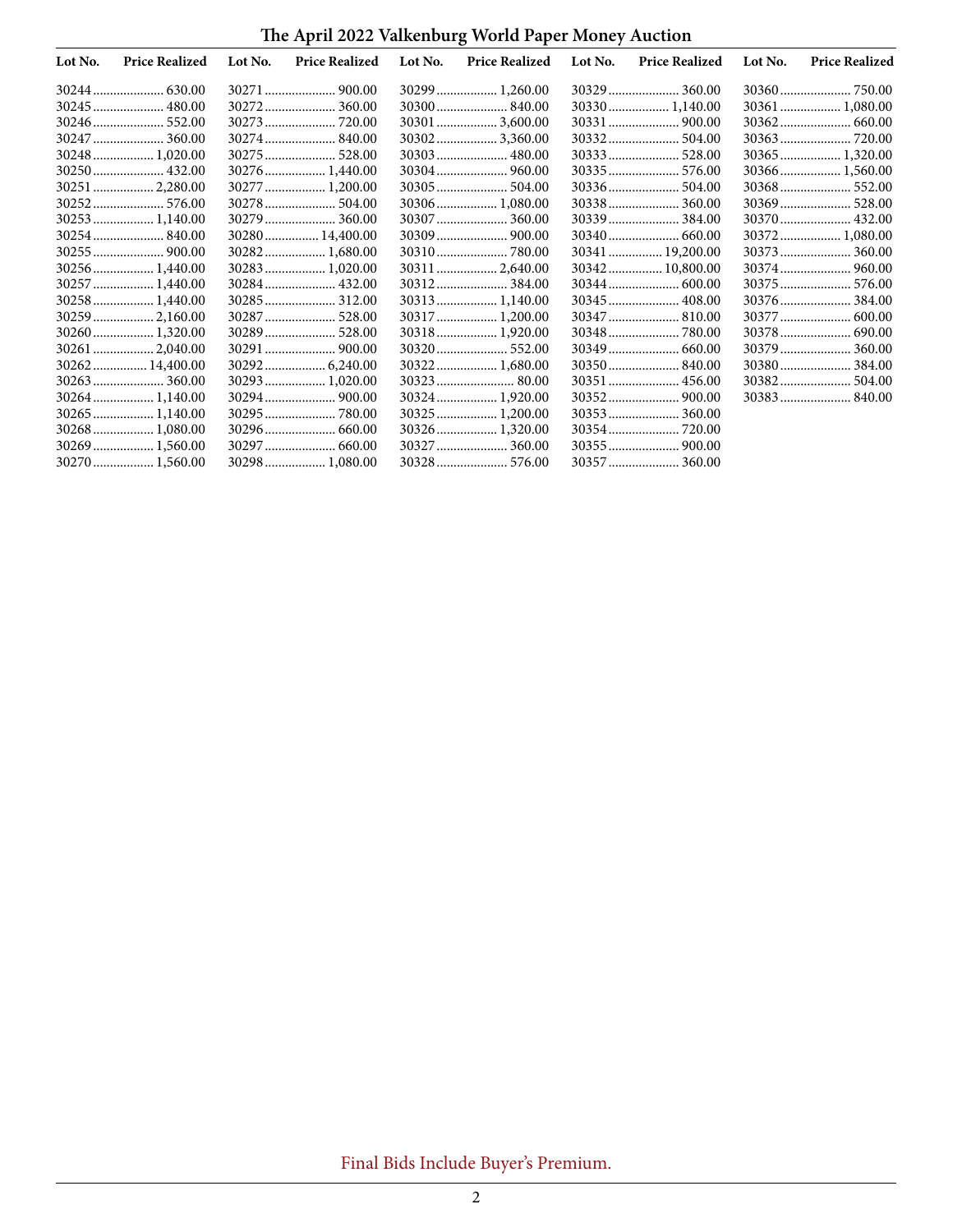# The April 2022 Valkenburg World Paper Money Auction

| Lot No. | Price Realized |
|---|---|
| 30244 | 630.00 |
| 30245 | 480.00 |
| 30246 | 552.00 |
| 30247 | 360.00 |
| 30248 | 1,020.00 |
| 30250 | 432.00 |
| 30251 | 2,280.00 |
| 30252 | 576.00 |
| 30253 | 1,140.00 |
| 30254 | 840.00 |
| 30255 | 900.00 |
| 30256 | 1,440.00 |
| 30257 | 1,440.00 |
| 30258 | 1,440.00 |
| 30259 | 2,160.00 |
| 30260 | 1,320.00 |
| 30261 | 2,040.00 |
| 30262 | 14,400.00 |
| 30263 | 360.00 |
| 30264 | 1,140.00 |
| 30265 | 1,140.00 |
| 30268 | 1,080.00 |
| 30269 | 1,560.00 |
| 30270 | 1,560.00 |
| 30271 | 900.00 |
| 30272 | 360.00 |
| 30273 | 720.00 |
| 30274 | 840.00 |
| 30275 | 528.00 |
| 30276 | 1,440.00 |
| 30277 | 1,200.00 |
| 30278 | 504.00 |
| 30279 | 360.00 |
| 30280 | 14,400.00 |
| 30282 | 1,680.00 |
| 30283 | 1,020.00 |
| 30284 | 432.00 |
| 30285 | 312.00 |
| 30287 | 528.00 |
| 30289 | 528.00 |
| 30291 | 900.00 |
| 30292 | 6,240.00 |
| 30293 | 1,020.00 |
| 30294 | 900.00 |
| 30295 | 780.00 |
| 30296 | 660.00 |
| 30297 | 660.00 |
| 30298 | 1,080.00 |
| 30299 | 1,260.00 |
| 30300 | 840.00 |
| 30301 | 3,600.00 |
| 30302 | 3,360.00 |
| 30303 | 480.00 |
| 30304 | 960.00 |
| 30305 | 504.00 |
| 30306 | 1,080.00 |
| 30307 | 360.00 |
| 30309 | 900.00 |
| 30310 | 780.00 |
| 30311 | 2,640.00 |
| 30312 | 384.00 |
| 30313 | 1,140.00 |
| 30317 | 1,200.00 |
| 30318 | 1,920.00 |
| 30320 | 552.00 |
| 30322 | 1,680.00 |
| 30323 | 80.00 |
| 30324 | 1,920.00 |
| 30325 | 1,200.00 |
| 30326 | 1,320.00 |
| 30327 | 360.00 |
| 30328 | 576.00 |
| 30329 | 360.00 |
| 30330 | 1,140.00 |
| 30331 | 900.00 |
| 30332 | 504.00 |
| 30333 | 528.00 |
| 30335 | 576.00 |
| 30336 | 504.00 |
| 30338 | 360.00 |
| 30339 | 384.00 |
| 30340 | 660.00 |
| 30341 | 19,200.00 |
| 30342 | 10,800.00 |
| 30344 | 600.00 |
| 30345 | 408.00 |
| 30347 | 810.00 |
| 30348 | 780.00 |
| 30349 | 660.00 |
| 30350 | 840.00 |
| 30351 | 456.00 |
| 30352 | 900.00 |
| 30353 | 360.00 |
| 30354 | 720.00 |
| 30355 | 900.00 |
| 30357 | 360.00 |
| 30360 | 750.00 |
| 30361 | 1,080.00 |
| 30362 | 660.00 |
| 30363 | 720.00 |
| 30365 | 1,320.00 |
| 30366 | 1,560.00 |
| 30368 | 552.00 |
| 30369 | 528.00 |
| 30370 | 432.00 |
| 30372 | 1,080.00 |
| 30373 | 360.00 |
| 30374 | 960.00 |
| 30375 | 576.00 |
| 30376 | 384.00 |
| 30377 | 600.00 |
| 30378 | 690.00 |
| 30379 | 360.00 |
| 30380 | 384.00 |
| 30382 | 504.00 |
| 30383 | 840.00 |

Final Bids Include Buyer's Premium.